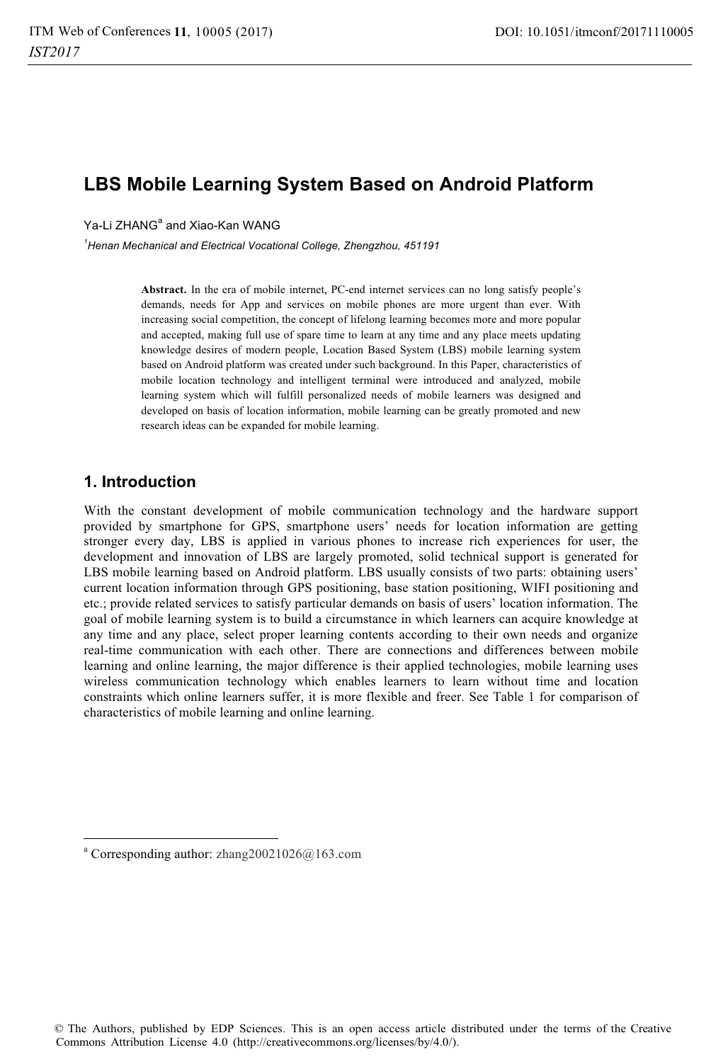# LBS Mobile Learning System Based on Android Platform

Ya-Li ZHANG[a] and Xiao-Kan WANG

[1]*Henan Mechanical and Electrical Vocational College, Zhengzhou, 451191*

**Abstract.** In the era of mobile internet, PC-end internet services can no long satisfy people's demands, needs for App and services on mobile phones are more urgent than ever. With increasing social competition, the concept of lifelong learning becomes more and more popular and accepted, making full use of spare time to learn at any time and any place meets updating knowledge desires of modern people, Location Based System (LBS) mobile learning system based on Android platform was created under such background. In this Paper, characteristics of mobile location technology and intelligent terminal were introduced and analyzed, mobile learning system which will fulfill personalized needs of mobile learners was designed and developed on basis of location information, mobile learning can be greatly promoted and new research ideas can be expanded for mobile learning.

## 1. Introduction

With the constant development of mobile communication technology and the hardware support provided by smartphone for GPS, smartphone users' needs for location information are getting stronger every day, LBS is applied in various phones to increase rich experiences for user, the development and innovation of LBS are largely promoted, solid technical support is generated for LBS mobile learning based on Android platform. LBS usually consists of two parts: obtaining users' current location information through GPS positioning, base station positioning, WIFI positioning and etc.; provide related services to satisfy particular demands on basis of users' location information. The goal of mobile learning system is to build a circumstance in which learners can acquire knowledge at any time and any place, select proper learning contents according to their own needs and organize real-time communication with each other. There are connections and differences between mobile learning and online learning, the major difference is their applied technologies, mobile learning uses wireless communication technology which enables learners to learn without time and location constraints which online learners suffer, it is more flexible and freer. See Table 1 for comparison of characteristics of mobile learning and online learning.

[a] Corresponding author: zhang20021026@163.com

© The Authors, published by EDP Sciences. This is an open access article distributed under the terms of the Creative Commons Attribution License 4.0 (http://creativecommons.org/licenses/by/4.0/).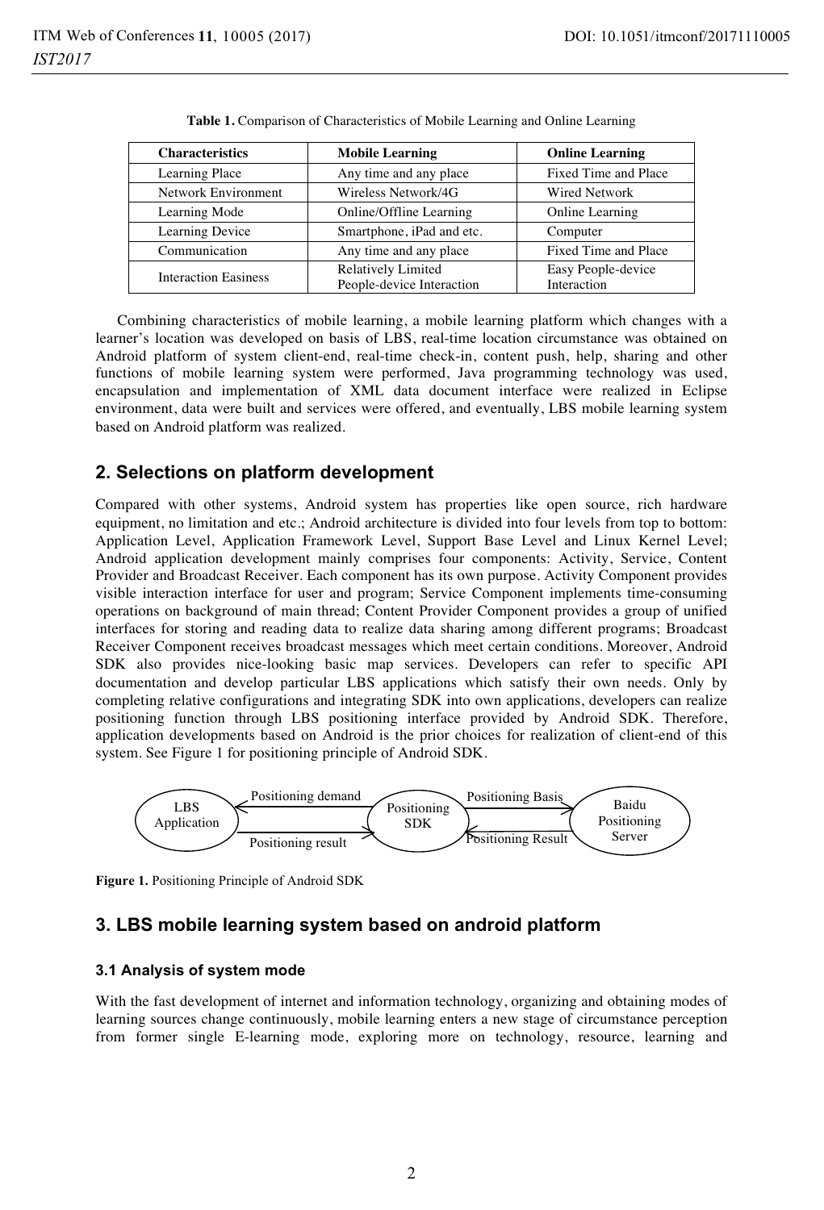**Table 1.** Comparison of Characteristics of Mobile Learning and Online Learning

| Characteristics | Mobile Learning | Online Learning |
|---|---|---|
| Learning Place | Any time and any place | Fixed Time and Place |
| Network Environment | Wireless Network/4G | Wired Network |
| Learning Mode | Online/Offline Learning | Online Learning |
| Learning Device | Smartphone, iPad and etc. | Computer |
| Communication | Any time and any place | Fixed Time and Place |
| Interaction Easiness | Relatively Limited People-device Interaction | Easy People-device Interaction |

Combining characteristics of mobile learning, a mobile learning platform which changes with a learner's location was developed on basis of LBS, real-time location circumstance was obtained on Android platform of system client-end, real-time check-in, content push, help, sharing and other functions of mobile learning system were performed, Java programming technology was used, encapsulation and implementation of XML data document interface were realized in Eclipse environment, data were built and services were offered, and eventually, LBS mobile learning system based on Android platform was realized.

## 2. Selections on platform development

Compared with other systems, Android system has properties like open source, rich hardware equipment, no limitation and etc.; Android architecture is divided into four levels from top to bottom: Application Level, Application Framework Level, Support Base Level and Linux Kernel Level; Android application development mainly comprises four components: Activity, Service, Content Provider and Broadcast Receiver. Each component has its own purpose. Activity Component provides visible interaction interface for user and program; Service Component implements time-consuming operations on background of main thread; Content Provider Component provides a group of unified interfaces for storing and reading data to realize data sharing among different programs; Broadcast Receiver Component receives broadcast messages which meet certain conditions. Moreover, Android SDK also provides nice-looking basic map services. Developers can refer to specific API documentation and develop particular LBS applications which satisfy their own needs. Only by completing relative configurations and integrating SDK into own applications, developers can realize positioning function through LBS positioning interface provided by Android SDK. Therefore, application developments based on Android is the prior choices for realization of client-end of this system. See Figure 1 for positioning principle of Android SDK.

LBS Application → Positioning demand / Positioning result ← Positioning SDK → Positioning Basis / Positioning Result ← Baidu Positioning Server

**Figure 1.** Positioning Principle of Android SDK

## 3. LBS mobile learning system based on android platform

### 3.1 Analysis of system mode

With the fast development of internet and information technology, organizing and obtaining modes of learning sources change continuously, mobile learning enters a new stage of circumstance perception from former single E-learning mode, exploring more on technology, resource, learning and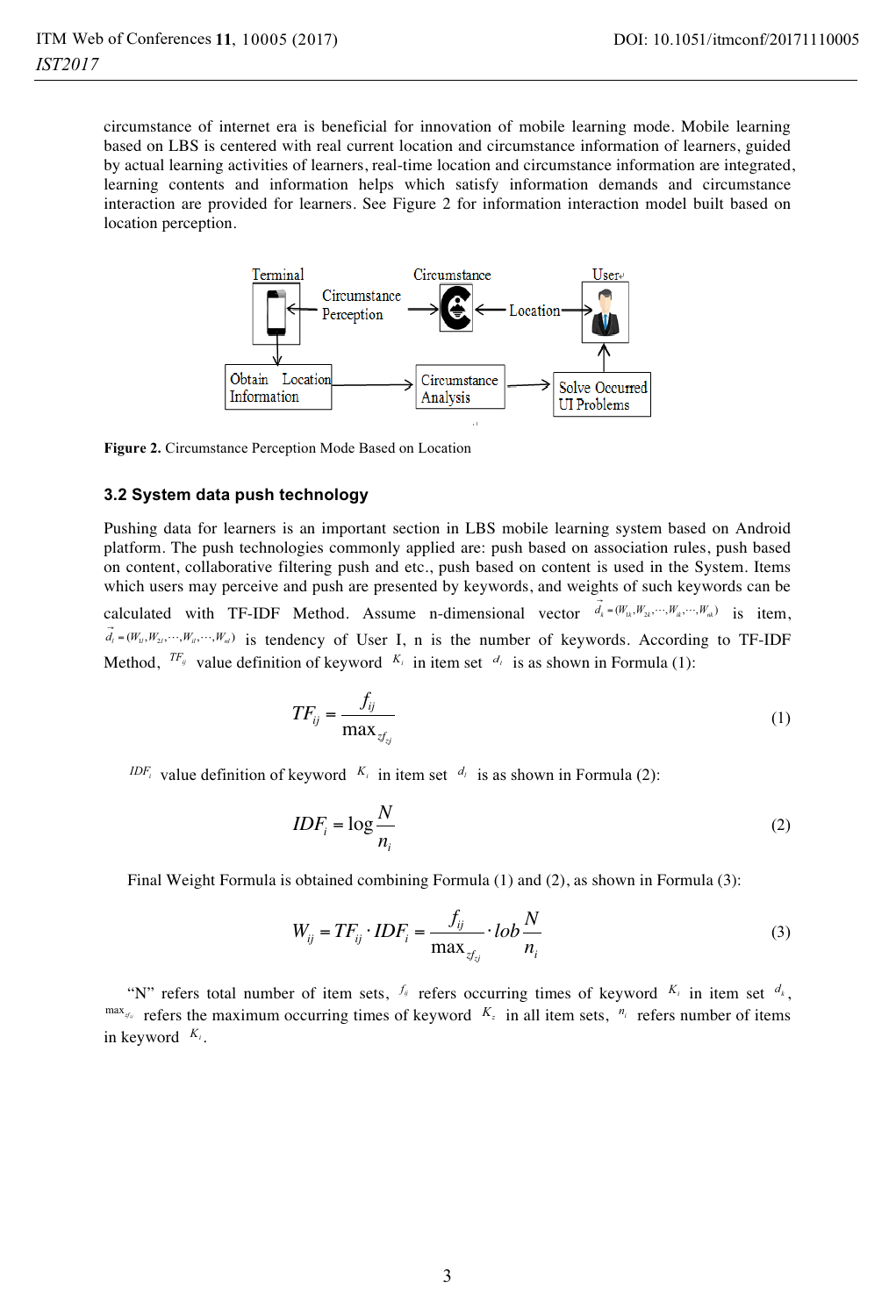circumstance of internet era is beneficial for innovation of mobile learning mode. Mobile learning based on LBS is centered with real current location and circumstance information of learners, guided by actual learning activities of learners, real-time location and circumstance information are integrated, learning contents and information helps which satisfy information demands and circumstance interaction are provided for learners. See Figure 2 for information interaction model built based on location perception.

**Figure 2.** Circumstance Perception Mode Based on Location

### 3.2 System data push technology

Pushing data for learners is an important section in LBS mobile learning system based on Android platform. The push technologies commonly applied are: push based on association rules, push based on content, collaborative filtering push and etc., push based on content is used in the System. Items which users may perceive and push are presented by keywords, and weights of such keywords can be calculated with TF-IDF Method. Assume n-dimensional vector $\vec{d_k} = (W_{1k}, W_{2k}, \cdots, W_{ik}, \cdots, W_{nk})$ is item, $\vec{d_l} = (W_{1l}, W_{2l}, \cdots, W_{il}, \cdots, W_{nl})$ is tendency of User I, n is the number of keywords. According to TF-IDF Method, $TF_{ij}$ value definition of keyword $K_i$ in item set $d_j$ is as shown in Formula (1):

$$TF_{ij} = \frac{f_{ij}}{\max_{z} f_{zj}} \tag{1}$$

$IDF_i$ value definition of keyword $K_i$ in item set $d_j$ is as shown in Formula (2):

$$IDF_i = \log \frac{N}{n_i} \tag{2}$$

Final Weight Formula is obtained combining Formula (1) and (2), as shown in Formula (3):

$$W_{ij} = TF_{ij} \cdot IDF_i = \frac{f_{ij}}{\max_{z} f_{zj}} \cdot lob \frac{N}{n_i} \tag{3}$$

"N" refers total number of item sets, $f_{ij}$ refers occurring times of keyword $K_i$ in item set $d_k$, $\max_z f_{zj}$ refers the maximum occurring times of keyword $K_z$ in all item sets, $n_i$ refers number of items in keyword $K_i$.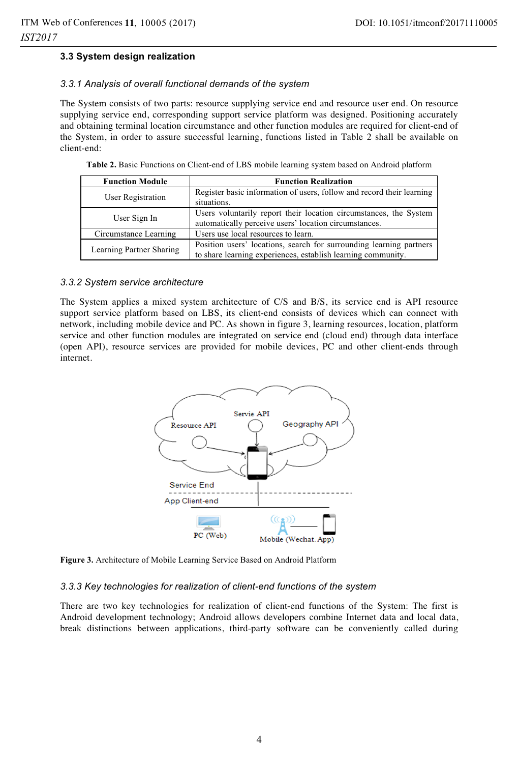### 3.3 System design realization

#### *3.3.1 Analysis of overall functional demands of the system*

The System consists of two parts: resource supplying service end and resource user end. On resource supplying service end, corresponding support service platform was designed. Positioning accurately and obtaining terminal location circumstance and other function modules are required for client-end of the System, in order to assure successful learning, functions listed in Table 2 shall be available on client-end:

**Table 2.** Basic Functions on Client-end of LBS mobile learning system based on Android platform

| Function Module | Function Realization |
|---|---|
| User Registration | Register basic information of users, follow and record their learning situations. |
| User Sign In | Users voluntarily report their location circumstances, the System automatically perceive users' location circumstances. |
| Circumstance Learning | Users use local resources to learn. |
| Learning Partner Sharing | Position users' locations, search for surrounding learning partners to share learning experiences, establish learning community. |

#### *3.3.2 System service architecture*

The System applies a mixed system architecture of C/S and B/S, its service end is API resource support service platform based on LBS, its client-end consists of devices which can connect with network, including mobile device and PC. As shown in figure 3, learning resources, location, platform service and other function modules are integrated on service end (cloud end) through data interface (open API), resource services are provided for mobile devices, PC and other client-ends through internet.

**Figure 3.** Architecture of Mobile Learning Service Based on Android Platform

#### *3.3.3 Key technologies for realization of client-end functions of the system*

There are two key technologies for realization of client-end functions of the System: The first is Android development technology; Android allows developers combine Internet data and local data, break distinctions between applications, third-party software can be conveniently called during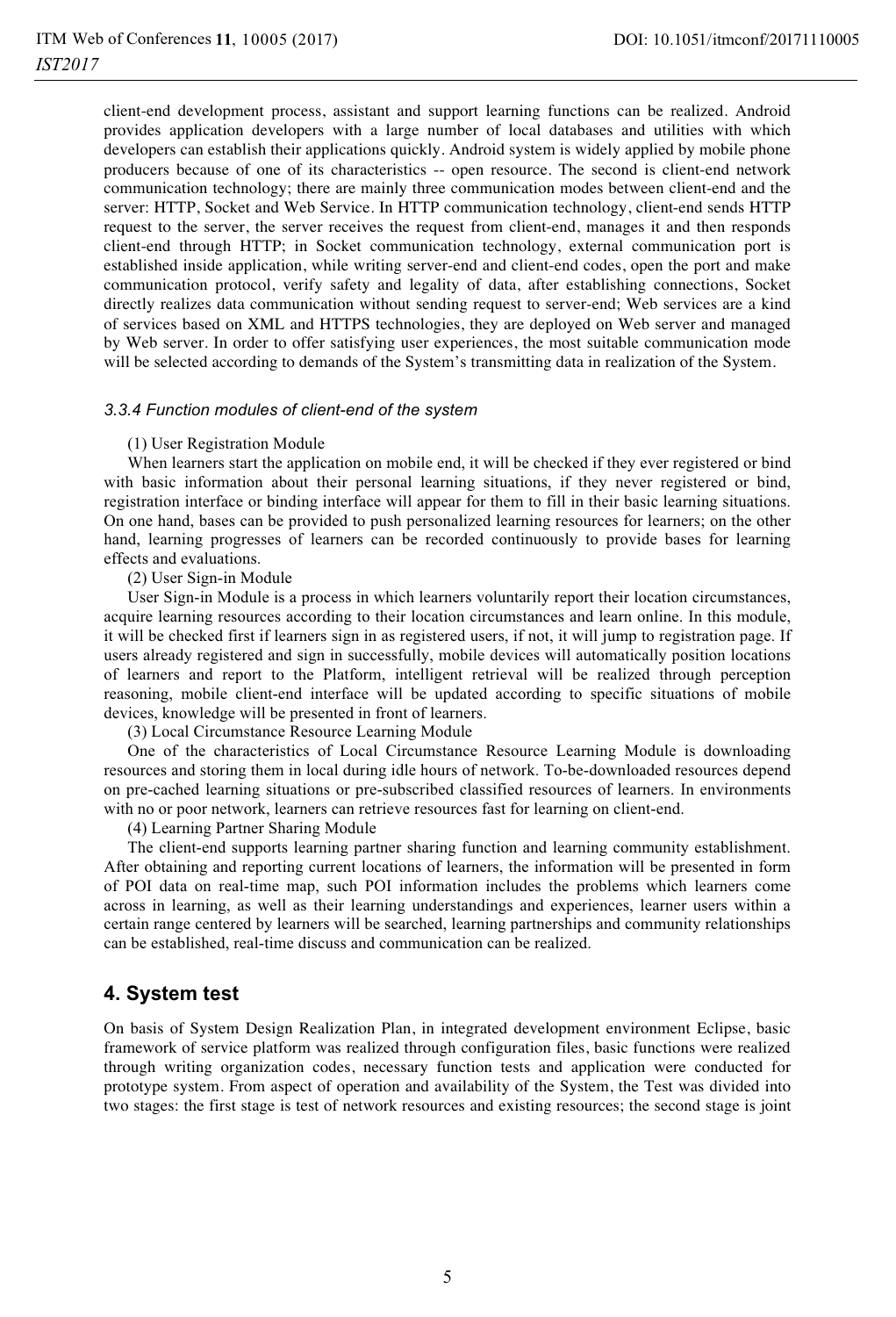client-end development process, assistant and support learning functions can be realized. Android provides application developers with a large number of local databases and utilities with which developers can establish their applications quickly. Android system is widely applied by mobile phone producers because of one of its characteristics -- open resource. The second is client-end network communication technology; there are mainly three communication modes between client-end and the server: HTTP, Socket and Web Service. In HTTP communication technology, client-end sends HTTP request to the server, the server receives the request from client-end, manages it and then responds client-end through HTTP; in Socket communication technology, external communication port is established inside application, while writing server-end and client-end codes, open the port and make communication protocol, verify safety and legality of data, after establishing connections, Socket directly realizes data communication without sending request to server-end; Web services are a kind of services based on XML and HTTPS technologies, they are deployed on Web server and managed by Web server. In order to offer satisfying user experiences, the most suitable communication mode will be selected according to demands of the System's transmitting data in realization of the System.

#### *3.3.4 Function modules of client-end of the system*

(1) User Registration Module

When learners start the application on mobile end, it will be checked if they ever registered or bind with basic information about their personal learning situations, if they never registered or bind, registration interface or binding interface will appear for them to fill in their basic learning situations. On one hand, bases can be provided to push personalized learning resources for learners; on the other hand, learning progresses of learners can be recorded continuously to provide bases for learning effects and evaluations.

(2) User Sign-in Module

User Sign-in Module is a process in which learners voluntarily report their location circumstances, acquire learning resources according to their location circumstances and learn online. In this module, it will be checked first if learners sign in as registered users, if not, it will jump to registration page. If users already registered and sign in successfully, mobile devices will automatically position locations of learners and report to the Platform, intelligent retrieval will be realized through perception reasoning, mobile client-end interface will be updated according to specific situations of mobile devices, knowledge will be presented in front of learners.

(3) Local Circumstance Resource Learning Module

One of the characteristics of Local Circumstance Resource Learning Module is downloading resources and storing them in local during idle hours of network. To-be-downloaded resources depend on pre-cached learning situations or pre-subscribed classified resources of learners. In environments with no or poor network, learners can retrieve resources fast for learning on client-end.

(4) Learning Partner Sharing Module

The client-end supports learning partner sharing function and learning community establishment. After obtaining and reporting current locations of learners, the information will be presented in form of POI data on real-time map, such POI information includes the problems which learners come across in learning, as well as their learning understandings and experiences, learner users within a certain range centered by learners will be searched, learning partnerships and community relationships can be established, real-time discuss and communication can be realized.

## 4. System test

On basis of System Design Realization Plan, in integrated development environment Eclipse, basic framework of service platform was realized through configuration files, basic functions were realized through writing organization codes, necessary function tests and application were conducted for prototype system. From aspect of operation and availability of the System, the Test was divided into two stages: the first stage is test of network resources and existing resources; the second stage is joint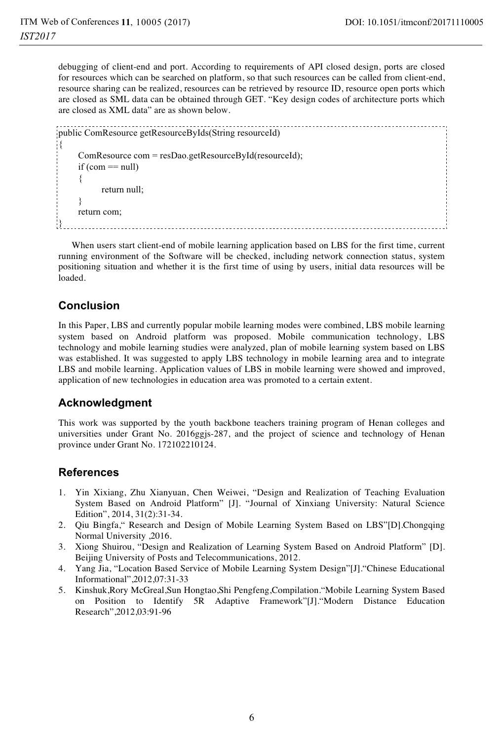debugging of client-end and port. According to requirements of API closed design, ports are closed for resources which can be searched on platform, so that such resources can be called from client-end, resource sharing can be realized, resources can be retrieved by resource ID, resource open ports which are closed as SML data can be obtained through GET. "Key design codes of architecture ports which are closed as XML data" are as shown below.

```
public ComResource getResourceByIds(String resourceId)
{
    ComResource com = resDao.getResourceById(resourceId);
    if (com == null)
    {
        return null;
    }
    return com;
}
```

When users start client-end of mobile learning application based on LBS for the first time, current running environment of the Software will be checked, including network connection status, system positioning situation and whether it is the first time of using by users, initial data resources will be loaded.

## Conclusion

In this Paper, LBS and currently popular mobile learning modes were combined, LBS mobile learning system based on Android platform was proposed. Mobile communication technology, LBS technology and mobile learning studies were analyzed, plan of mobile learning system based on LBS was established. It was suggested to apply LBS technology in mobile learning area and to integrate LBS and mobile learning. Application values of LBS in mobile learning were showed and improved, application of new technologies in education area was promoted to a certain extent.

## Acknowledgment

This work was supported by the youth backbone teachers training program of Henan colleges and universities under Grant No. 2016ggjs-287, and the project of science and technology of Henan province under Grant No. 172102210124.

## References

1. Yin Xixiang, Zhu Xianyuan, Chen Weiwei, "Design and Realization of Teaching Evaluation System Based on Android Platform" [J]. "Journal of Xinxiang University: Natural Science Edition", 2014, 31(2):31-34.
2. Qiu Bingfa," Research and Design of Mobile Learning System Based on LBS"[D].Chongqing Normal University ,2016.
3. Xiong Shuirou, "Design and Realization of Learning System Based on Android Platform" [D]. Beijing University of Posts and Telecommunications, 2012.
4. Yang Jia, "Location Based Service of Mobile Learning System Design"[J]."Chinese Educational Informational",2012,07:31-33
5. Kinshuk,Rory McGreal,Sun Hongtao,Shi Pengfeng,Compilation."Mobile Learning System Based on Position to Identify 5R Adaptive Framework"[J]."Modern Distance Education Research",2012,03:91-96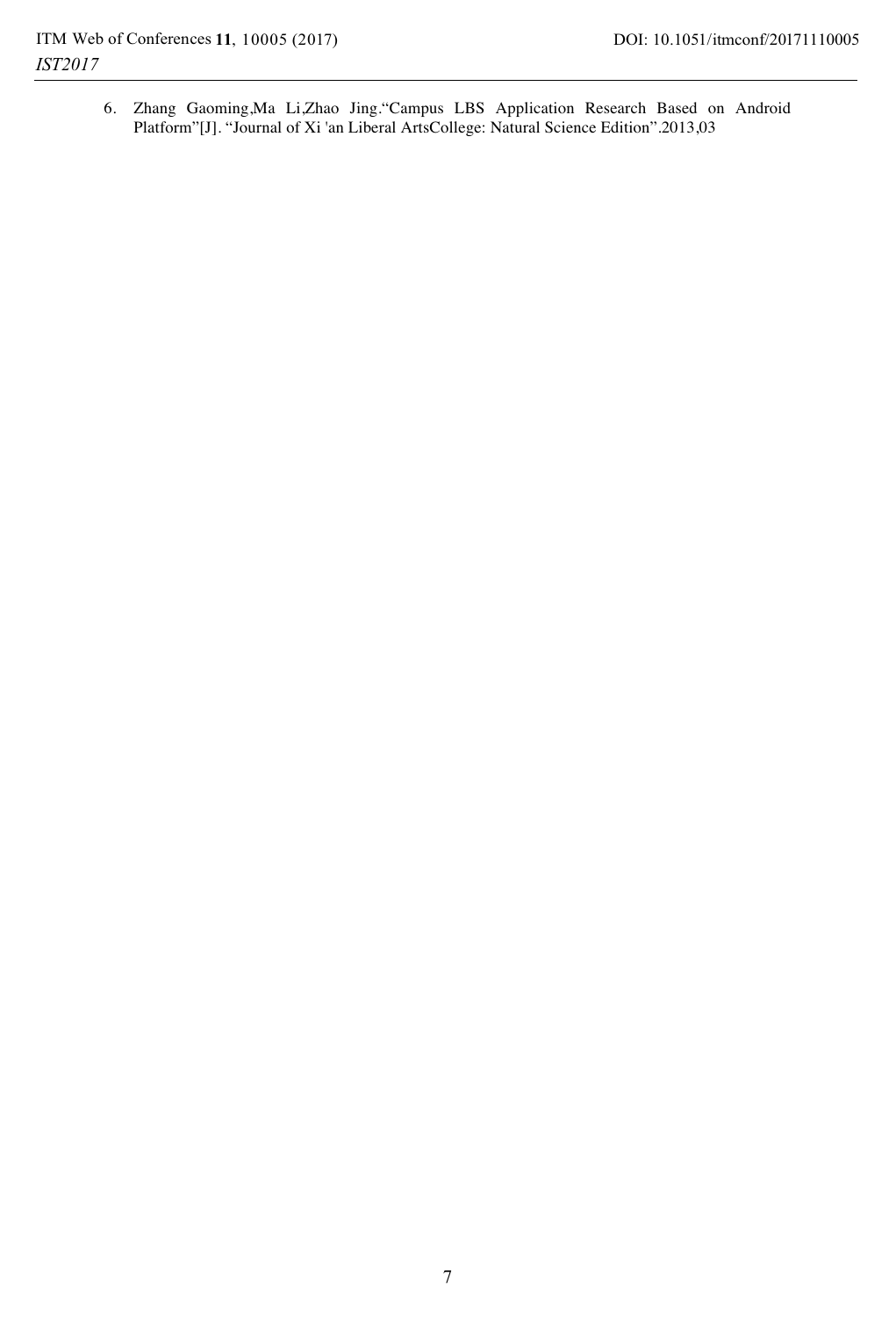6. Zhang Gaoming,Ma Li,Zhao Jing."Campus LBS Application Research Based on Android Platform"[J]. "Journal of Xi 'an Liberal ArtsCollege: Natural Science Edition".2013,03